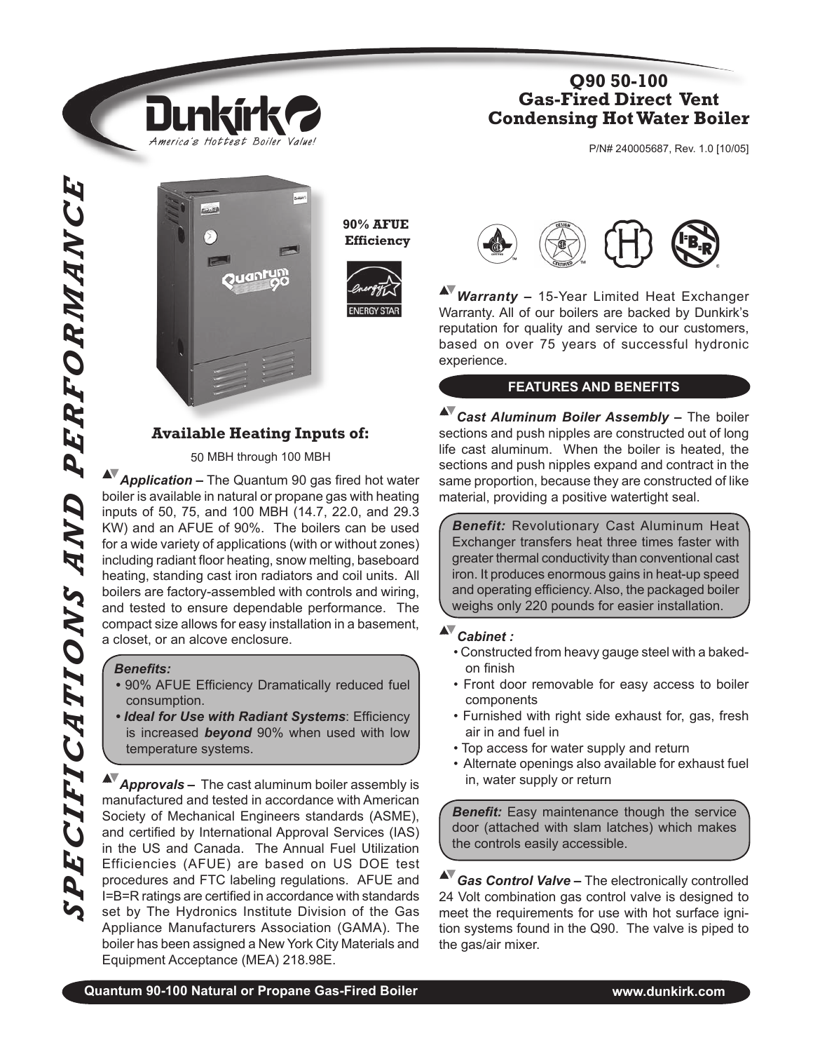# Q90 50-100 Gas-Fired Direct Vent Condensing Hot Water Boiler

P/N# 240005687, Rev. 1.0 [10/05]

Dunkirk — America's Hottest Boiler Value!

SPECIFICATIONS AND PERFORMANCE

**90% AFUE Efficiency**

ENERGY STAR

## Available Heating Inputs of:

50 MBH through 100 MBH

***Application –*** The Quantum 90 gas fired hot water boiler is available in natural or propane gas with heating inputs of 50, 75, and 100 MBH (14.7, 22.0, and 29.3 KW) and an AFUE of 90%. The boilers can be used for a wide variety of applications (with or without zones) including radiant floor heating, snow melting, baseboard heating, standing cast iron radiators and coil units. All boilers are factory-assembled with controls and wiring, and tested to ensure dependable performance. The compact size allows for easy installation in a basement, a closet, or an alcove enclosure.

***Benefits:***

- 90% AFUE Efficiency Dramatically reduced fuel consumption.
- ***Ideal for Use with Radiant Systems***: Efficiency is increased ***beyond*** 90% when used with low temperature systems.

***Approvals –*** The cast aluminum boiler assembly is manufactured and tested in accordance with American Society of Mechanical Engineers standards (ASME), and certified by International Approval Services (IAS) in the US and Canada. The Annual Fuel Utilization Efficiencies (AFUE) are based on US DOE test procedures and FTC labeling regulations. AFUE and I=B=R ratings are certified in accordance with standards set by The Hydronics Institute Division of the Gas Appliance Manufacturers Association (GAMA). The boiler has been assigned a New York City Materials and Equipment Acceptance (MEA) 218.98E.

***Warranty –*** 15-Year Limited Heat Exchanger Warranty. All of our boilers are backed by Dunkirk's reputation for quality and service to our customers, based on over 75 years of successful hydronic experience.

## FEATURES AND BENEFITS

***Cast Aluminum Boiler Assembly –*** The boiler sections and push nipples are constructed out of long life cast aluminum. When the boiler is heated, the sections and push nipples expand and contract in the same proportion, because they are constructed of like material, providing a positive watertight seal.

***Benefit:*** Revolutionary Cast Aluminum Heat Exchanger transfers heat three times faster with greater thermal conductivity than conventional cast iron. It produces enormous gains in heat-up speed and operating efficiency. Also, the packaged boiler weighs only 220 pounds for easier installation.

***Cabinet :***

- Constructed from heavy gauge steel with a baked-on finish
- Front door removable for easy access to boiler components
- Furnished with right side exhaust for, gas, fresh air in and fuel in
- Top access for water supply and return
- Alternate openings also available for exhaust fuel in, water supply or return

***Benefit:*** Easy maintenance though the service door (attached with slam latches) which makes the controls easily accessible.

***Gas Control Valve –*** The electronically controlled 24 Volt combination gas control valve is designed to meet the requirements for use with hot surface ignition systems found in the Q90. The valve is piped to the gas/air mixer.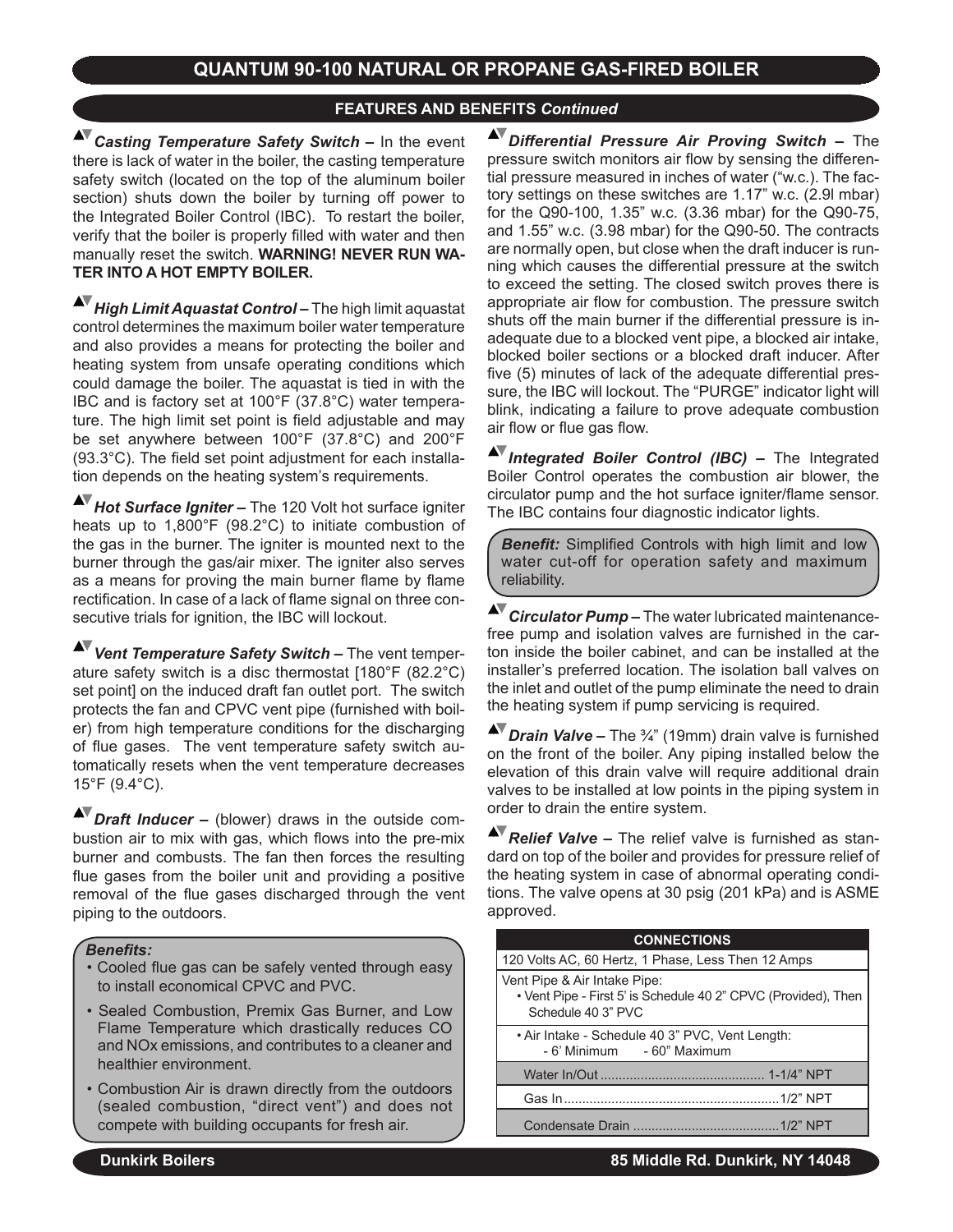# QUANTUM 90-100 NATURAL OR PROPANE GAS-FIRED BOILER

## FEATURES AND BENEFITS *Continued*

▲▼ ***Casting Temperature Safety Switch –*** In the event there is lack of water in the boiler, the casting temperature safety switch (located on the top of the aluminum boiler section) shuts down the boiler by turning off power to the Integrated Boiler Control (IBC). To restart the boiler, verify that the boiler is properly filled with water and then manually reset the switch. **WARNING! NEVER RUN WATER INTO A HOT EMPTY BOILER.**

▲▼ ***High Limit Aquastat Control –*** The high limit aquastat control determines the maximum boiler water temperature and also provides a means for protecting the boiler and heating system from unsafe operating conditions which could damage the boiler. The aquastat is tied in with the IBC and is factory set at 100°F (37.8°C) water temperature. The high limit set point is field adjustable and may be set anywhere between 100°F (37.8°C) and 200°F (93.3°C). The field set point adjustment for each installation depends on the heating system's requirements.

▲▼ ***Hot Surface Igniter –*** The 120 Volt hot surface igniter heats up to 1,800°F (98.2°C) to initiate combustion of the gas in the burner. The igniter is mounted next to the burner through the gas/air mixer. The igniter also serves as a means for proving the main burner flame by flame rectification. In case of a lack of flame signal on three consecutive trials for ignition, the IBC will lockout.

▲▼ ***Vent Temperature Safety Switch –*** The vent temperature safety switch is a disc thermostat [180°F (82.2°C) set point] on the induced draft fan outlet port. The switch protects the fan and CPVC vent pipe (furnished with boiler) from high temperature conditions for the discharging of flue gases. The vent temperature safety switch automatically resets when the vent temperature decreases 15°F (9.4°C).

▲▼ ***Draft Inducer –*** (blower) draws in the outside combustion air to mix with gas, which flows into the pre-mix burner and combusts. The fan then forces the resulting flue gases from the boiler unit and providing a positive removal of the flue gases discharged through the vent piping to the outdoors.

> ***Benefits:***
> - Cooled flue gas can be safely vented through easy to install economical CPVC and PVC.
> - Sealed Combustion, Premix Gas Burner, and Low Flame Temperature which drastically reduces CO and NOx emissions, and contributes to a cleaner and healthier environment.
> - Combustion Air is drawn directly from the outdoors (sealed combustion, "direct vent") and does not compete with building occupants for fresh air.

▲▼ ***Differential Pressure Air Proving Switch –*** The pressure switch monitors air flow by sensing the differential pressure measured in inches of water ("w.c.). The factory settings on these switches are 1.17" w.c. (2.9l mbar) for the Q90-100, 1.35" w.c. (3.36 mbar) for the Q90-75, and 1.55" w.c. (3.98 mbar) for the Q90-50. The contracts are normally open, but close when the draft inducer is running which causes the differential pressure at the switch to exceed the setting. The closed switch proves there is appropriate air flow for combustion. The pressure switch shuts off the main burner if the differential pressure is inadequate due to a blocked vent pipe, a blocked air intake, blocked boiler sections or a blocked draft inducer. After five (5) minutes of lack of the adequate differential pressure, the IBC will lockout. The "PURGE" indicator light will blink, indicating a failure to prove adequate combustion air flow or flue gas flow.

▲▼ ***Integrated Boiler Control (IBC) –*** The Integrated Boiler Control operates the combustion air blower, the circulator pump and the hot surface igniter/flame sensor. The IBC contains four diagnostic indicator lights.

> ***Benefit:*** Simplified Controls with high limit and low water cut-off for operation safety and maximum reliability.

▲▼ ***Circulator Pump –*** The water lubricated maintenance-free pump and isolation valves are furnished in the carton inside the boiler cabinet, and can be installed at the installer's preferred location. The isolation ball valves on the inlet and outlet of the pump eliminate the need to drain the heating system if pump servicing is required.

▲▼ ***Drain Valve –*** The ¾" (19mm) drain valve is furnished on the front of the boiler. Any piping installed below the elevation of this drain valve will require additional drain valves to be installed at low points in the piping system in order to drain the entire system.

▲▼ ***Relief Valve –*** The relief valve is furnished as standard on top of the boiler and provides for pressure relief of the heating system in case of abnormal operating conditions. The valve opens at 30 psig (201 kPa) and is ASME approved.

| CONNECTIONS |
|---|
| 120 Volts AC, 60 Hertz, 1 Phase, Less Then 12 Amps |
| Vent Pipe & Air Intake Pipe:<br>• Vent Pipe - First 5' is Schedule 40 2" CPVC (Provided), Then Schedule 40 3" PVC |
| • Air Intake - Schedule 40 3" PVC, Vent Length:<br>- 6' Minimum - 60" Maximum |
| Water In/Out ........................................... 1-1/4" NPT |
| Gas In..........................................................1/2" NPT |
| Condensate Drain .......................................1/2" NPT |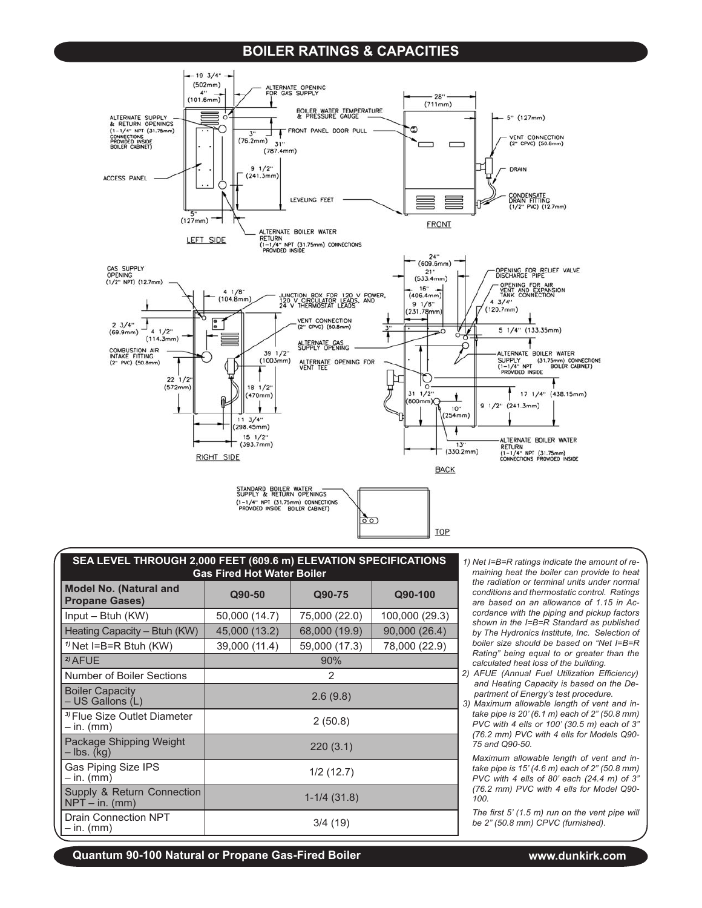# BOILER RATINGS & CAPACITIES

LEFT SIDE

- 19 3/4" (502mm)
- 4" (101.6mm)
- ALTERNATE OPENING FOR GAS SUPPLY
- ALTERNATE SUPPLY & RETURN OPENINGS (1-1/4" NPT (31.75mm) CONNECTIONS PROVIDED INSIDE BOILER CABINET)
- 3" (76.2mm)
- 31" (787.4mm)
- 9 1/2" (241.3mm)
- ACCESS PANEL
- 5" (127mm)
- ALTERNATE BOILER WATER RETURN (1-1/4" NPT (31.75mm) CONNECTIONS PROVIDED INSIDE

FRONT

- 28" (711mm)
- BOILER WATER TEMPERATURE & PRESSURE GAUGE
- FRONT PANEL DOOR PULL
- 5" (127mm)
- VENT CONNECTION (2" CPVC) (50.8mm)
- DRAIN
- LEVELING FEET
- CONDENSATE DRAIN FITTING (1/2" PVC) (12.7mm)

RIGHT SIDE

- GAS SUPPLY OPENING (1/2" NPT) (12.7mm)
- 4 1/8" (104.8mm)
- JUNCTION BOX FOR 120 V POWER, 120 V CIRCULATOR LEADS, AND 24 V THERMOSTAT LEADS
- VENT CONNECTION (2" CPVC) (50.8mm)
- 2 3/4" (69.9mm)
- 4 1/2" (114.3mm)
- COMBUSTION AIR INTAKE FITTING (2" PVC) (50.8mm)
- 39 1/2" (1003mm)
- 22 1/2" (572mm)
- 18 1/2" (470mm)
- 11 3/4" (298.45mm)
- 15 1/2" (393.7mm)

BACK

- 24" (609.6mm)
- 21" (533.4mm)
- 16" (406.4mm)
- 9 1/8" (231.78mm)
- OPENING FOR RELIEF VALVE DISCHARGE PIPE
- OPENING FOR AIR VENT AND EXPANSION TANK CONNECTION
- 4 3/4" (120.7mm)
- 3"
- 5 1/4" (133.35mm)
- ALTERNATE GAS SUPPLY OPENING
- ALTERNATE OPENING FOR VENT TEE
- ALTERNATE BOILER WATER SUPPLY (31.75mm) CONNECTIONS (1-1/4" NPT BOILER CABINET) PROVIDED INSIDE
- 31 1/2" (800mm)
- 10" (254mm)
- 17 1/4" (438.15mm)
- 9 1/2" (241.3mm)
- 13" (330.2mm)
- ALTERNATE BOILER WATER RETURN (1-1/4" NPT (31.75mm) CONNECTIONS PROVIDED INSIDE

TOP

- STANDARD BOILER WATER SUPPLY & RETURN OPENINGS (1-1/4" NPT (31.75mm) CONNECTIONS PROVIDED INSIDE BOILER CABINET)

| SEA LEVEL THROUGH 2,000 FEET (609.6 m) ELEVATION SPECIFICATIONS Gas Fired Hot Water Boiler | | | |
|---|---|---|---|
| Model No. (Natural and Propane Gases) | Q90-50 | Q90-75 | Q90-100 |
| Input – Btuh (KW) | 50,000 (14.7) | 75,000 (22.0) | 100,000 (29.3) |
| Heating Capacity – Btuh (KW) | 45,000 (13.2) | 68,000 (19.9) | 90,000 (26.4) |
| 1) Net I=B=R Btuh (KW) | 39,000 (11.4) | 59,000 (17.3) | 78,000 (22.9) |
| 2) AFUE | 90% | | |
| Number of Boiler Sections | 2 | | |
| Boiler Capacity – US Gallons (L) | 2.6 (9.8) | | |
| 3) Flue Size Outlet Diameter – in. (mm) | 2 (50.8) | | |
| Package Shipping Weight – lbs. (kg) | 220 (3.1) | | |
| Gas Piping Size IPS – in. (mm) | 1/2 (12.7) | | |
| Supply & Return Connection NPT – in. (mm) | 1-1/4 (31.8) | | |
| Drain Connection NPT – in. (mm) | 3/4 (19) | | |

*1) Net I=B=R ratings indicate the amount of remaining heat the boiler can provide to heat the radiation or terminal units under normal conditions and thermostatic control. Ratings are based on an allowance of 1.15 in Accordance with the piping and pickup factors shown in the I=B=R Standard as published by The Hydronics Institute, Inc. Selection of boiler size should be based on "Net I=B=R Rating" being equal to or greater than the calculated heat loss of the building.*

*2) AFUE (Annual Fuel Utilization Efficiency) and Heating Capacity is based on the Department of Energy's test procedure.*

*3) Maximum allowable length of vent and intake pipe is 20' (6.1 m) each of 2" (50.8 mm) PVC with 4 ells or 100' (30.5 m) each of 3" (76.2 mm) PVC with 4 ells for Models Q90-75 and Q90-50.*

*Maximum allowable length of vent and intake pipe is 15' (4.6 m) each of 2" (50.8 mm) PVC with 4 ells of 80' each (24.4 m) of 3" (76.2 mm) PVC with 4 ells for Model Q90-100.*

*The first 5' (1.5 m) run on the vent pipe will be 2" (50.8 mm) CPVC (furnished).*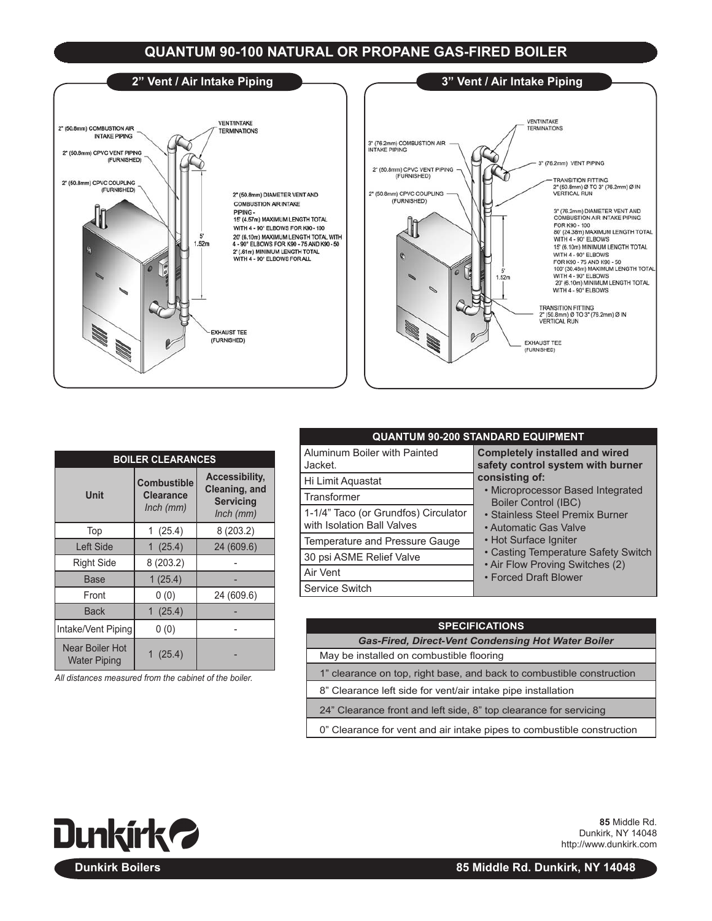# QUANTUM 90-100 NATURAL OR PROPANE GAS-FIRED BOILER

## 2" Vent / Air Intake Piping

2" (50.8mm) COMBUSTION AIR INTAKE PIPING

2" (50.8mm) CPVC VENT PIPING (FURNISHED)

2" (50.8mm) CPVC COUPLING (FURNISHED)

VENT/INTAKE TERMINATIONS

2" (50.8mm) DIAMETER VENT AND COMBUSTION AIR INTAKE PIPING - 15' (4.57m) MAXIMUM LENGTH TOTAL WITH 4 - 90° ELBOWS FOR K90 - 100
20' (6.10m) MAXIMUM LENGTH TOTAL WITH 4 - 90° ELBOWS FOR K90 - 75 AND K90 - 50
2' (.61m) MINIMUM LENGTH TOTAL WITH 4 - 90° ELBOWS FOR ALL

5' 1.52m

EXHAUST TEE (FURNISHED)

## 3" Vent / Air Intake Piping

VENT/INTAKE TERMINATIONS

3" (76.2mm) COMBUSTION AIR INTAKE PIPING

2" (50.8mm) CPVC VENT PIPING (FURNISHED)

2" (50.8mm) CPVC COUPLING (FURNISHED)

3" (76.2mm) VENT PIPING

TRANSITION FITTING 2" (50.8mm) Ø TO 3" (76.2mm) Ø IN VERTICAL RUN

3" (76.2mm) DIAMETER VENT AND COMBUSTION AIR INTAKE PIPING FOR K90 - 100
80' (24.38m) MAXIMUM LENGTH TOTAL WITH 4 - 90° ELBOWS
15' (6.10m) MINIMUM LENGTH TOTAL WITH 4 - 90° ELBOWS
FOR K90 - 75 AND K90 - 50
100' (30.48m) MAXIMUM LENGTH TOTAL WITH 4 - 90° ELBOWS
20' (6.10m) MINIMUM LENGTH TOTAL WITH 4 - 90° ELBOWS

5' 1.52m

TRANSITION FITTING 2" (50.8mm) Ø TO 3" (76.2mm) Ø IN VERTICAL RUN

EXHAUST TEE (FURNISHED)

## BOILER CLEARANCES

| Unit | Combustible Clearance *Inch (mm)* | Accessibility, Cleaning, and Servicing *Inch (mm)* |
|---|---|---|
| Top | 1 (25.4) | 8 (203.2) |
| Left Side | 1 (25.4) | 24 (609.6) |
| Right Side | 8 (203.2) | - |
| Base | 1 (25.4) | - |
| Front | 0 (0) | 24 (609.6) |
| Back | 1 (25.4) | - |
| Intake/Vent Piping | 0 (0) | - |
| Near Boiler Hot Water Piping | 1 (25.4) | - |

*All distances measured from the cabinet of the boiler.*

## QUANTUM 90-200 STANDARD EQUIPMENT

| | |
|---|---|
| Aluminum Boiler with Painted Jacket. | **Completely installed and wired safety control system with burner consisting of:** |
| Hi Limit Aquastat | • Microprocessor Based Integrated Boiler Control (IBC) |
| Transformer | • Stainless Steel Premix Burner |
| 1-1/4" Taco (or Grundfos) Circulator with Isolation Ball Valves | • Automatic Gas Valve |
| Temperature and Pressure Gauge | • Hot Surface Igniter |
| 30 psi ASME Relief Valve | • Casting Temperature Safety Switch |
| Air Vent | • Air Flow Proving Switches (2) |
| Service Switch | • Forced Draft Blower |

## SPECIFICATIONS

***Gas-Fired, Direct-Vent Condensing Hot Water Boiler***

- May be installed on combustible flooring
- 1" clearance on top, right base, and back to combustible construction
- 8" Clearance left side for vent/air intake pipe installation
- 24" Clearance front and left side, 8" top clearance for servicing
- 0" Clearance for vent and air intake pipes to combustible construction

Dunkirk

**85** Middle Rd.
Dunkirk, NY 14048
http://www.dunkirk.com

**Dunkirk Boilers** **85 Middle Rd. Dunkirk, NY 14048**